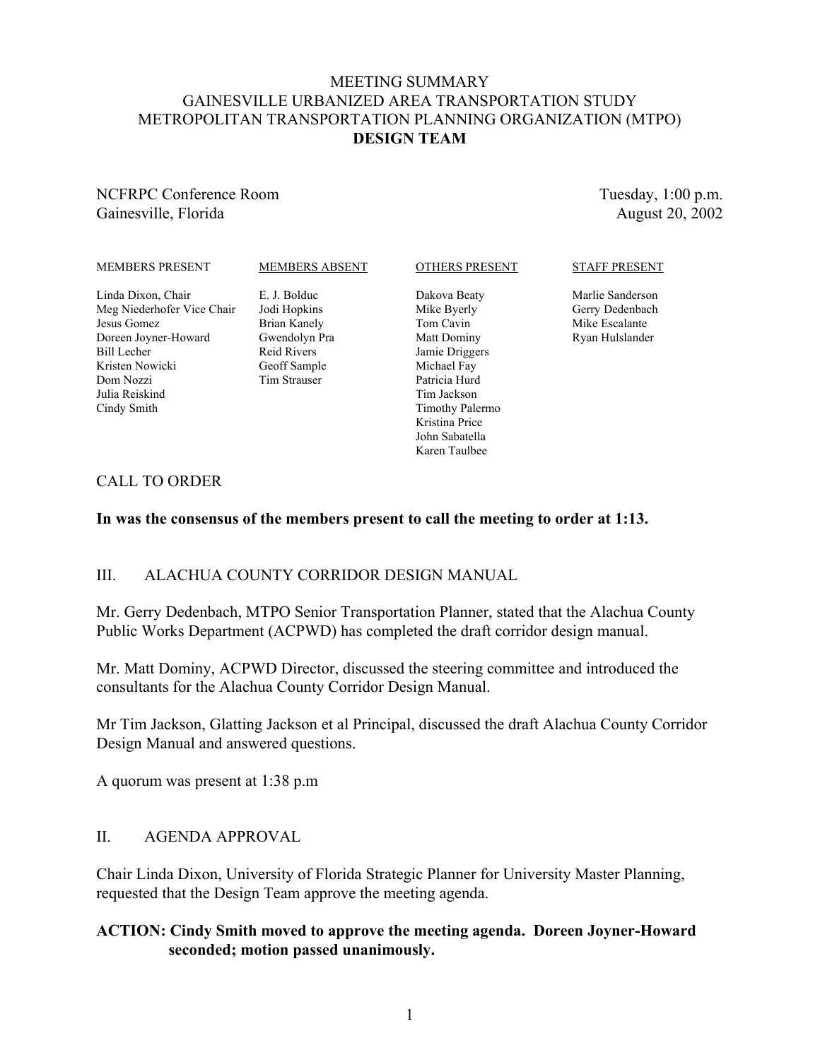# MEETING SUMMARY
# GAINESVILLE URBANIZED AREA TRANSPORTATION STUDY
# METROPOLITAN TRANSPORTATION PLANNING ORGANIZATION (MTPO)
# DESIGN TEAM

NCFRPC Conference Room
Gainesville, Florida

Tuesday, 1:00 p.m.
August 20, 2002

| MEMBERS PRESENT | MEMBERS ABSENT | OTHERS PRESENT | STAFF PRESENT |
|---|---|---|---|
| Linda Dixon, Chair | E. J. Bolduc | Dakova Beaty | Marlie Sanderson |
| Meg Niederhofer Vice Chair | Jodi Hopkins | Mike Byerly | Gerry Dedenbach |
| Jesus Gomez | Brian Kanely | Tom Cavin | Mike Escalante |
| Doreen Joyner-Howard | Gwendolyn Pra | Matt Dominy | Ryan Hulslander |
| Bill Lecher | Reid Rivers | Jamie Driggers | |
| Kristen Nowicki | Geoff Sample | Michael Fay | |
| Dom Nozzi | Tim Strauser | Patricia Hurd | |
| Julia Reiskind | | Tim Jackson | |
| Cindy Smith | | Timothy Palermo | |
| | | Kristina Price | |
| | | John Sabatella | |
| | | Karen Taulbee | |

## CALL TO ORDER

**In was the consensus of the members present to call the meeting to order at 1:13.**

## III. ALACHUA COUNTY CORRIDOR DESIGN MANUAL

Mr. Gerry Dedenbach, MTPO Senior Transportation Planner, stated that the Alachua County Public Works Department (ACPWD) has completed the draft corridor design manual.

Mr. Matt Dominy, ACPWD Director, discussed the steering committee and introduced the consultants for the Alachua County Corridor Design Manual.

Mr Tim Jackson, Glatting Jackson et al Principal, discussed the draft Alachua County Corridor Design Manual and answered questions.

A quorum was present at 1:38 p.m

## II. AGENDA APPROVAL

Chair Linda Dixon, University of Florida Strategic Planner for University Master Planning, requested that the Design Team approve the meeting agenda.

**ACTION: Cindy Smith moved to approve the meeting agenda. Doreen Joyner-Howard seconded; motion passed unanimously.**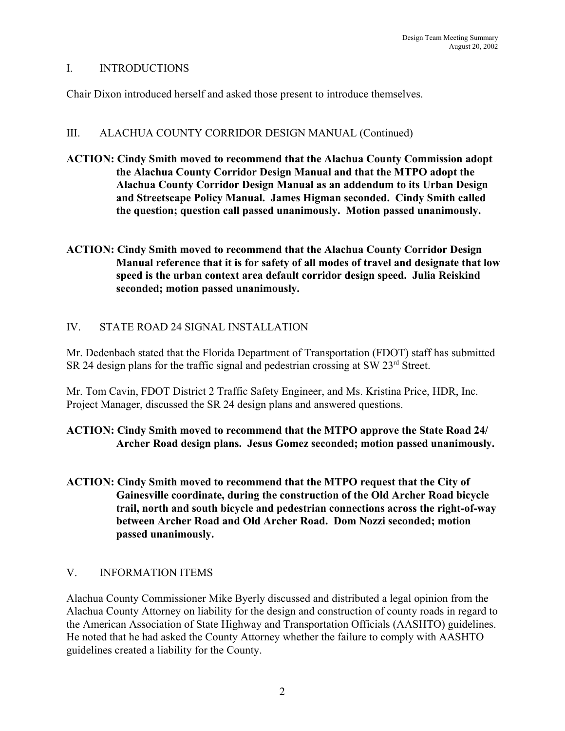## I. INTRODUCTIONS

Chair Dixon introduced herself and asked those present to introduce themselves.

## III. ALACHUA COUNTY CORRIDOR DESIGN MANUAL (Continued)

**ACTION: Cindy Smith moved to recommend that the Alachua County Commission adopt the Alachua County Corridor Design Manual and that the MTPO adopt the Alachua County Corridor Design Manual as an addendum to its Urban Design and Streetscape Policy Manual. James Higman seconded. Cindy Smith called the question; question call passed unanimously. Motion passed unanimously.**

**ACTION: Cindy Smith moved to recommend that the Alachua County Corridor Design Manual reference that it is for safety of all modes of travel and designate that low speed is the urban context area default corridor design speed. Julia Reiskind seconded; motion passed unanimously.**

## IV. STATE ROAD 24 SIGNAL INSTALLATION

Mr. Dedenbach stated that the Florida Department of Transportation (FDOT) staff has submitted SR 24 design plans for the traffic signal and pedestrian crossing at SW 23rd Street.

Mr. Tom Cavin, FDOT District 2 Traffic Safety Engineer, and Ms. Kristina Price, HDR, Inc. Project Manager, discussed the SR 24 design plans and answered questions.

**ACTION: Cindy Smith moved to recommend that the MTPO approve the State Road 24/ Archer Road design plans. Jesus Gomez seconded; motion passed unanimously.**

**ACTION: Cindy Smith moved to recommend that the MTPO request that the City of Gainesville coordinate, during the construction of the Old Archer Road bicycle trail, north and south bicycle and pedestrian connections across the right-of-way between Archer Road and Old Archer Road. Dom Nozzi seconded; motion passed unanimously.**

## V. INFORMATION ITEMS

Alachua County Commissioner Mike Byerly discussed and distributed a legal opinion from the Alachua County Attorney on liability for the design and construction of county roads in regard to the American Association of State Highway and Transportation Officials (AASHTO) guidelines. He noted that he had asked the County Attorney whether the failure to comply with AASHTO guidelines created a liability for the County.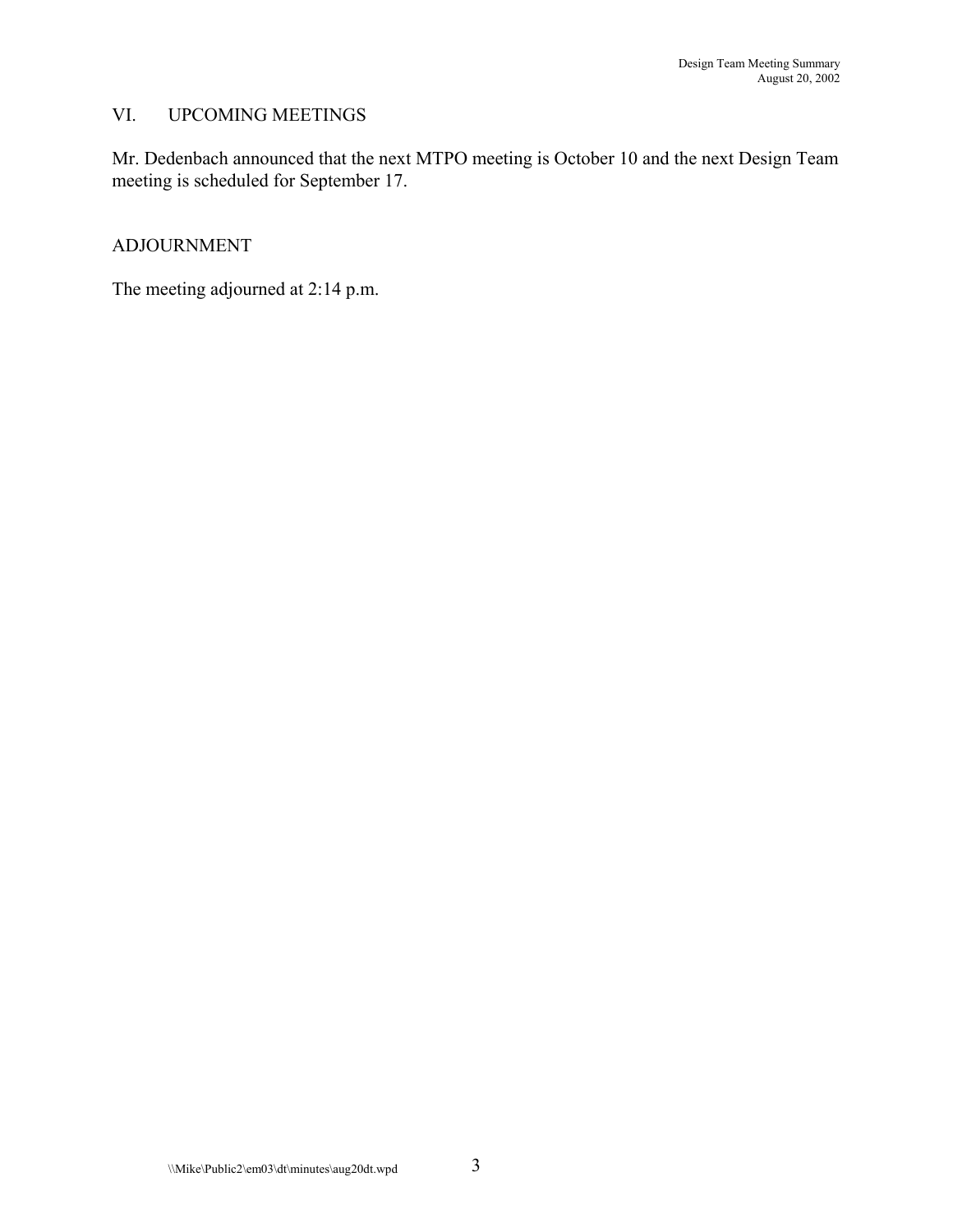## VI. UPCOMING MEETINGS

Mr. Dedenbach announced that the next MTPO meeting is October 10 and the next Design Team meeting is scheduled for September 17.

## ADJOURNMENT

The meeting adjourned at 2:14 p.m.